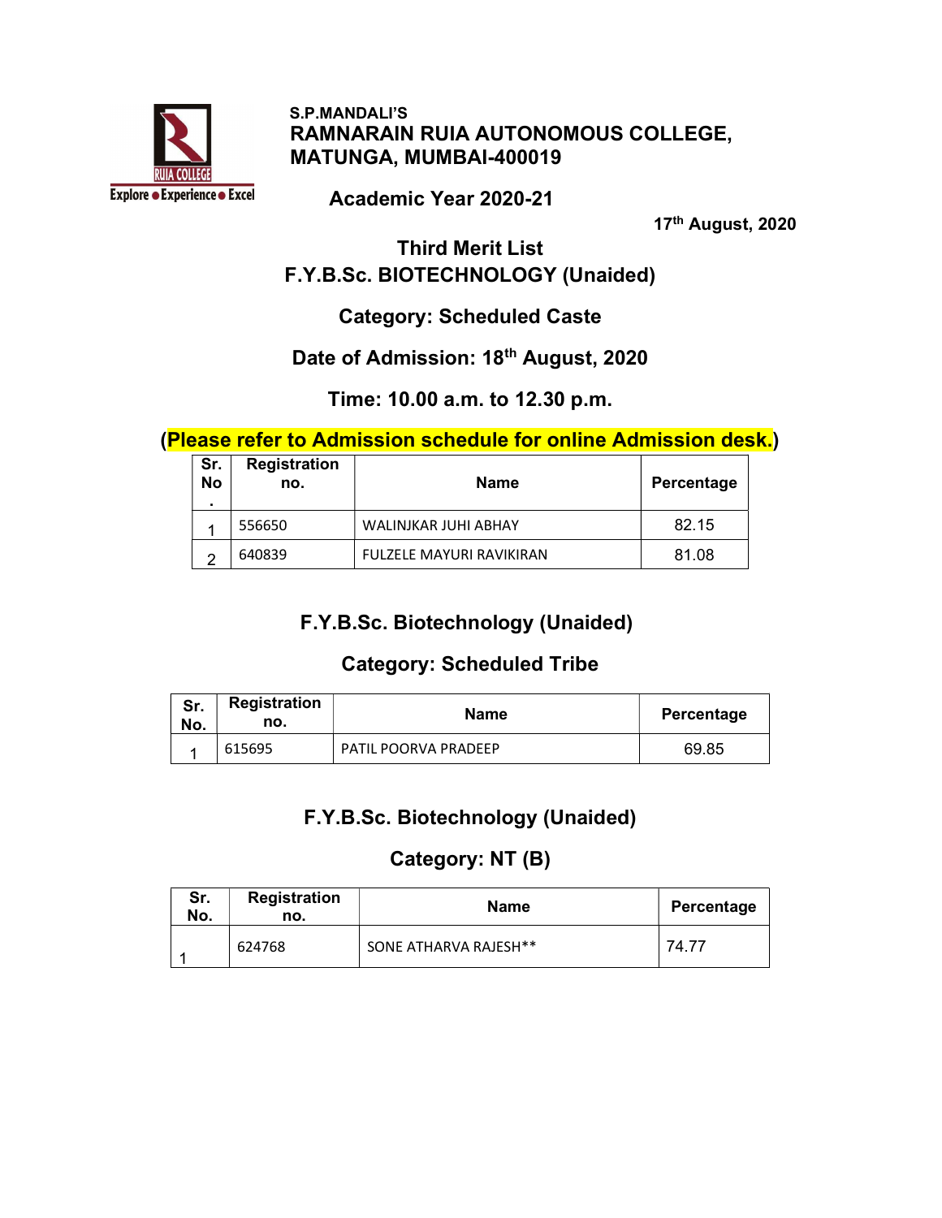S.P.MANDALI'S

# RAMNARAIN RUIA AUTONOMOUS COLLEGE, MATUNGA, MUMBAI-400019

Explore ● Experience ● Excel

## Academic Year 2020-21

17th August, 2020

## Third Merit List
## F.Y.B.Sc. BIOTECHNOLOGY (Unaided)

### Category: Scheduled Caste

### Date of Admission: 18th August, 2020

### Time: 10.00 a.m. to 12.30 p.m.

**(Please refer to Admission schedule for online Admission desk.)**

| Sr. No. | Registration no. | Name | Percentage |
|---|---|---|---|
| 1 | 556650 | WALINJKAR JUHI ABHAY | 82.15 |
| 2 | 640839 | FULZELE MAYURI RAVIKIRAN | 81.08 |

## F.Y.B.Sc. Biotechnology (Unaided)

### Category: Scheduled Tribe

| Sr. No. | Registration no. | Name | Percentage |
|---|---|---|---|
| 1 | 615695 | PATIL POORVA PRADEEP | 69.85 |

## F.Y.B.Sc. Biotechnology (Unaided)

### Category: NT (B)

| Sr. No. | Registration no. | Name | Percentage |
|---|---|---|---|
| 1 | 624768 | SONE ATHARVA RAJESH** | 74.77 |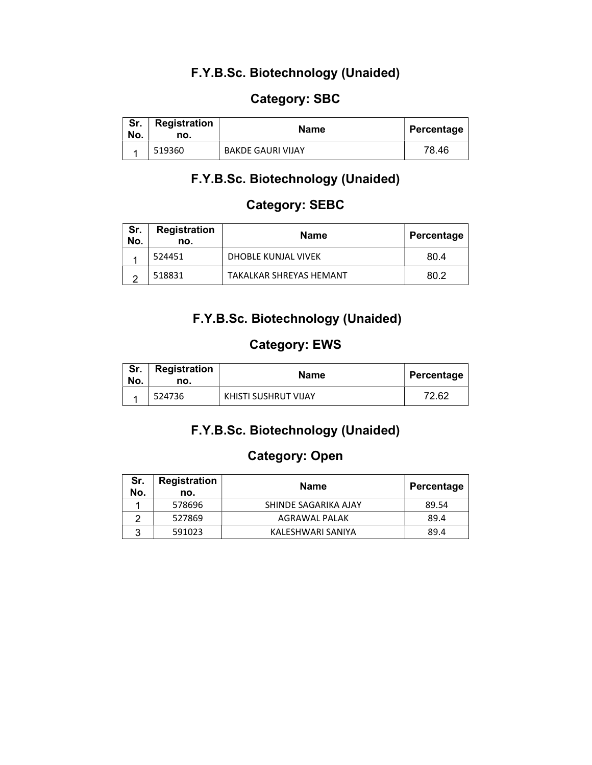## F.Y.B.Sc. Biotechnology (Unaided)

### Category: SBC

| Sr. No. | Registration no. | Name | Percentage |
|---|---|---|---|
| 1 | 519360 | BAKDE GAURI VIJAY | 78.46 |

## F.Y.B.Sc. Biotechnology (Unaided)

### Category: SEBC

| Sr. No. | Registration no. | Name | Percentage |
|---|---|---|---|
| 1 | 524451 | DHOBLE KUNJAL VIVEK | 80.4 |
| 2 | 518831 | TAKALKAR SHREYAS HEMANT | 80.2 |

## F.Y.B.Sc. Biotechnology (Unaided)

### Category: EWS

| Sr. No. | Registration no. | Name | Percentage |
|---|---|---|---|
| 1 | 524736 | KHISTI SUSHRUT VIJAY | 72.62 |

## F.Y.B.Sc. Biotechnology (Unaided)

### Category: Open

| Sr. No. | Registration no. | Name | Percentage |
|---|---|---|---|
| 1 | 578696 | SHINDE SAGARIKA AJAY | 89.54 |
| 2 | 527869 | AGRAWAL PALAK | 89.4 |
| 3 | 591023 | KALESHWARI SANIYA | 89.4 |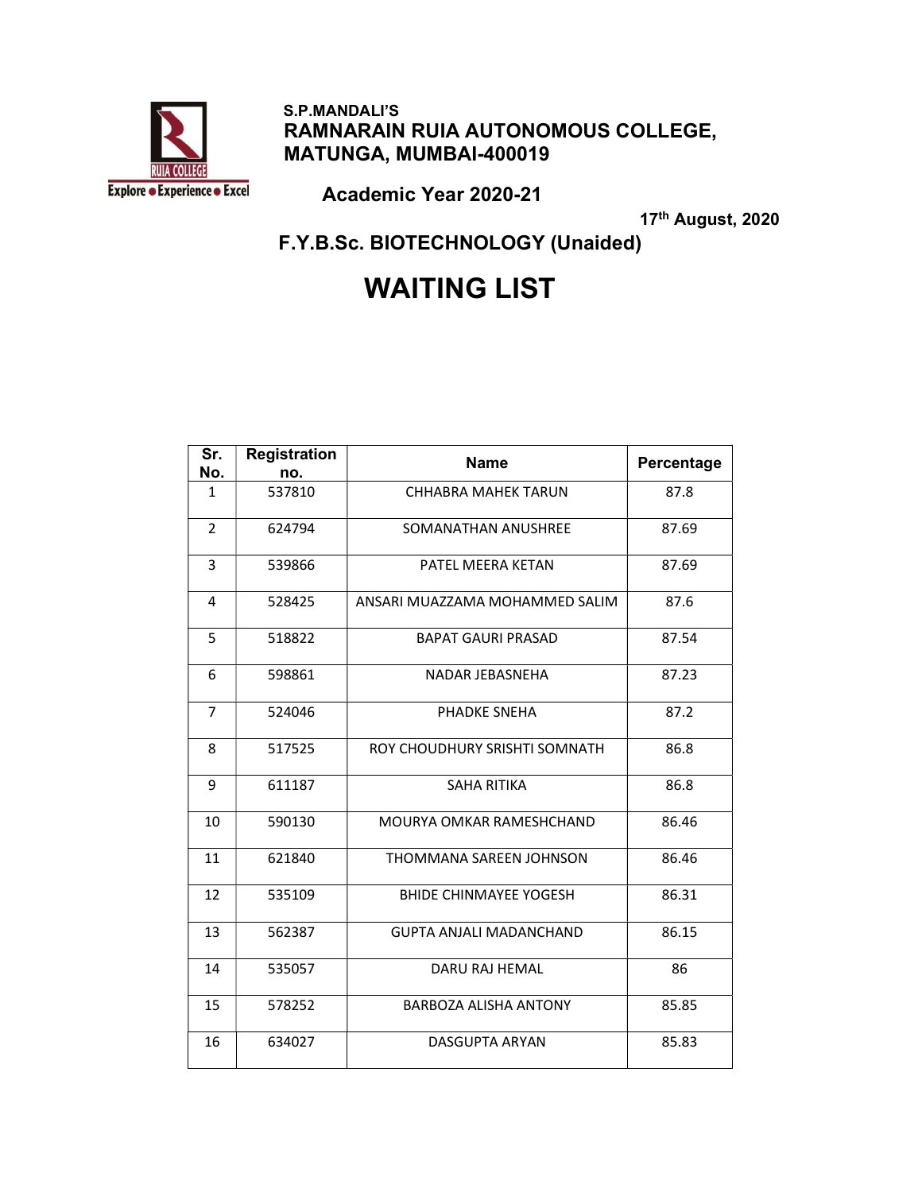S.P.MANDALI'S
**RAMNARAIN RUIA AUTONOMOUS COLLEGE, MATUNGA, MUMBAI-400019**

Explore • Experience • Excel

**Academic Year 2020-21**

**17th August, 2020**

## F.Y.B.Sc. BIOTECHNOLOGY (Unaided)

# WAITING LIST

| Sr. No. | Registration no. | Name | Percentage |
|---|---|---|---|
| 1 | 537810 | CHHABRA MAHEK TARUN | 87.8 |
| 2 | 624794 | SOMANATHAN ANUSHREE | 87.69 |
| 3 | 539866 | PATEL MEERA KETAN | 87.69 |
| 4 | 528425 | ANSARI MUAZZAMA MOHAMMED SALIM | 87.6 |
| 5 | 518822 | BAPAT GAURI PRASAD | 87.54 |
| 6 | 598861 | NADAR JEBASNEHA | 87.23 |
| 7 | 524046 | PHADKE SNEHA | 87.2 |
| 8 | 517525 | ROY CHOUDHURY SRISHTI SOMNATH | 86.8 |
| 9 | 611187 | SAHA RITIKA | 86.8 |
| 10 | 590130 | MOURYA OMKAR RAMESHCHAND | 86.46 |
| 11 | 621840 | THOMMANA SAREEN JOHNSON | 86.46 |
| 12 | 535109 | BHIDE CHINMAYEE YOGESH | 86.31 |
| 13 | 562387 | GUPTA ANJALI MADANCHAND | 86.15 |
| 14 | 535057 | DARU RAJ HEMAL | 86 |
| 15 | 578252 | BARBOZA ALISHA ANTONY | 85.85 |
| 16 | 634027 | DASGUPTA ARYAN | 85.83 |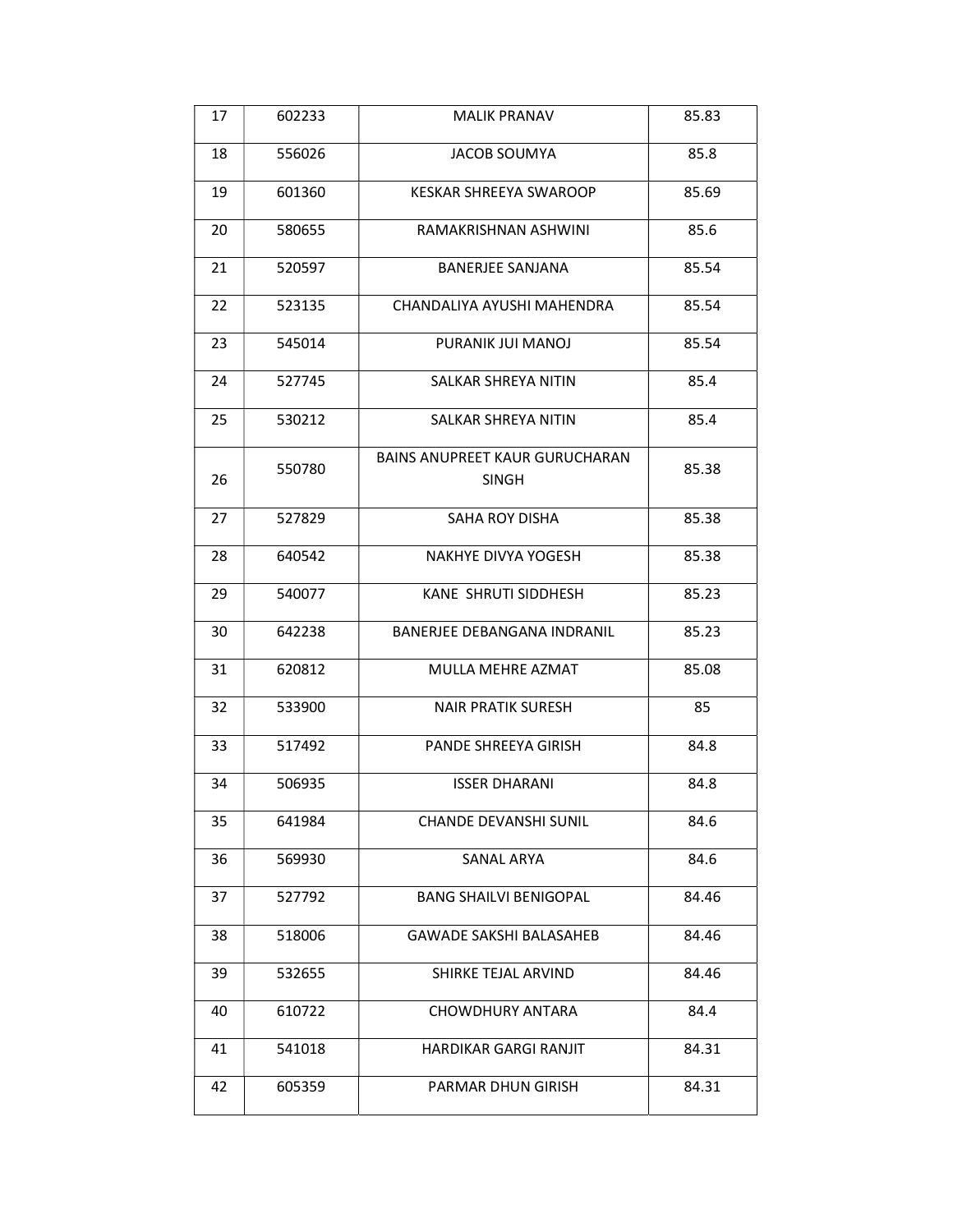| 17 | 602233 | MALIK PRANAV | 85.83 |
|---|---|---|---|
| 18 | 556026 | JACOB SOUMYA | 85.8 |
| 19 | 601360 | KESKAR SHREEYA SWAROOP | 85.69 |
| 20 | 580655 | RAMAKRISHNAN ASHWINI | 85.6 |
| 21 | 520597 | BANERJEE SANJANA | 85.54 |
| 22 | 523135 | CHANDALIYA AYUSHI MAHENDRA | 85.54 |
| 23 | 545014 | PURANIK JUI MANOJ | 85.54 |
| 24 | 527745 | SALKAR SHREYA NITIN | 85.4 |
| 25 | 530212 | SALKAR SHREYA NITIN | 85.4 |
| 26 | 550780 | BAINS ANUPREET KAUR GURUCHARAN SINGH | 85.38 |
| 27 | 527829 | SAHA ROY DISHA | 85.38 |
| 28 | 640542 | NAKHYE DIVYA YOGESH | 85.38 |
| 29 | 540077 | KANE SHRUTI SIDDHESH | 85.23 |
| 30 | 642238 | BANERJEE DEBANGANA INDRANIL | 85.23 |
| 31 | 620812 | MULLA MEHRE AZMAT | 85.08 |
| 32 | 533900 | NAIR PRATIK SURESH | 85 |
| 33 | 517492 | PANDE SHREEYA GIRISH | 84.8 |
| 34 | 506935 | ISSER DHARANI | 84.8 |
| 35 | 641984 | CHANDE DEVANSHI SUNIL | 84.6 |
| 36 | 569930 | SANAL ARYA | 84.6 |
| 37 | 527792 | BANG SHAILVI BENIGOPAL | 84.46 |
| 38 | 518006 | GAWADE SAKSHI BALASAHEB | 84.46 |
| 39 | 532655 | SHIRKE TEJAL ARVIND | 84.46 |
| 40 | 610722 | CHOWDHURY ANTARA | 84.4 |
| 41 | 541018 | HARDIKAR GARGI RANJIT | 84.31 |
| 42 | 605359 | PARMAR DHUN GIRISH | 84.31 |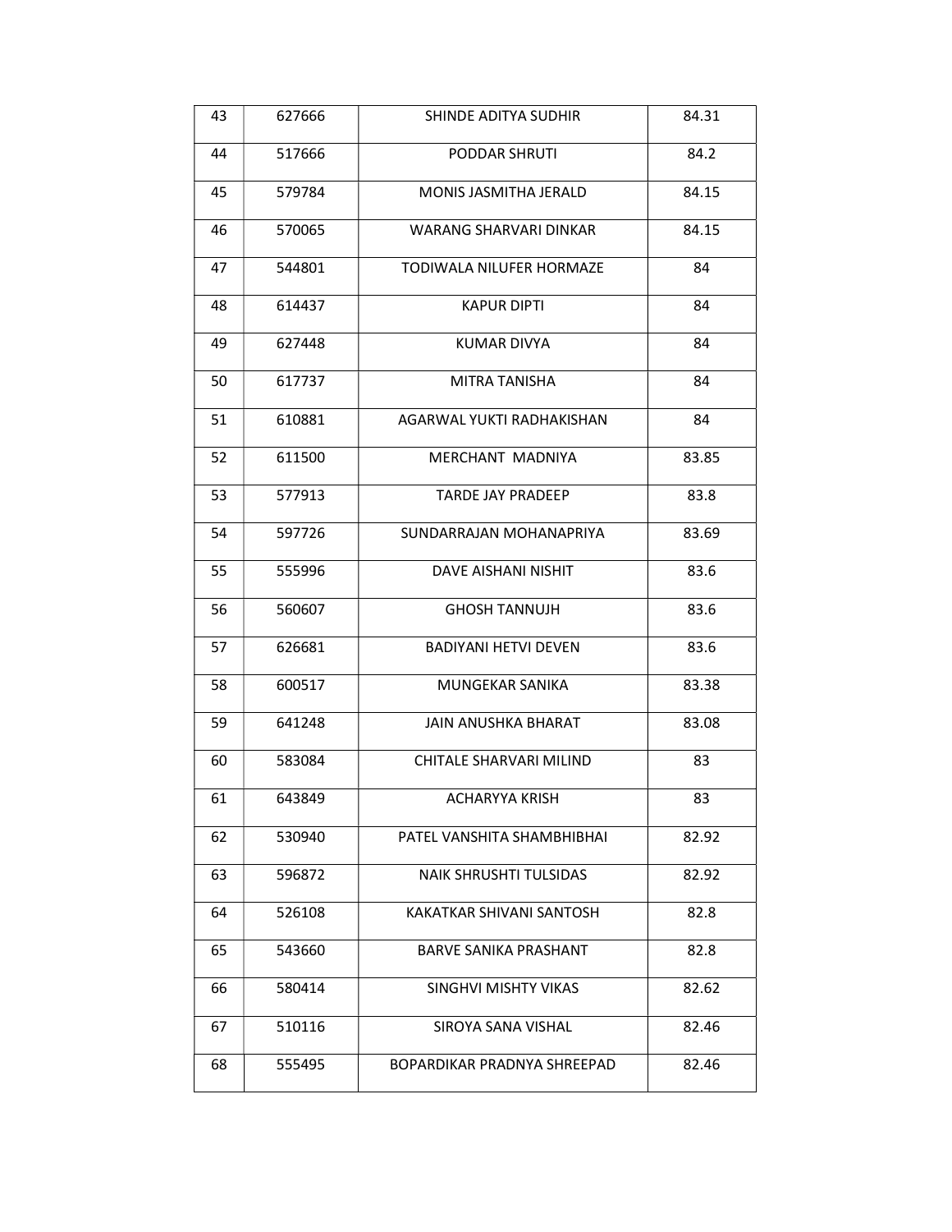| 43 | 627666 | SHINDE ADITYA SUDHIR | 84.31 |
|---|---|---|---|
| 44 | 517666 | PODDAR SHRUTI | 84.2 |
| 45 | 579784 | MONIS JASMITHA JERALD | 84.15 |
| 46 | 570065 | WARANG SHARVARI DINKAR | 84.15 |
| 47 | 544801 | TODIWALA NILUFER HORMAZE | 84 |
| 48 | 614437 | KAPUR DIPTI | 84 |
| 49 | 627448 | KUMAR DIVYA | 84 |
| 50 | 617737 | MITRA TANISHA | 84 |
| 51 | 610881 | AGARWAL YUKTI RADHAKISHAN | 84 |
| 52 | 611500 | MERCHANT MADNIYA | 83.85 |
| 53 | 577913 | TARDE JAY PRADEEP | 83.8 |
| 54 | 597726 | SUNDARRAJAN MOHANAPRIYA | 83.69 |
| 55 | 555996 | DAVE AISHANI NISHIT | 83.6 |
| 56 | 560607 | GHOSH TANNUJH | 83.6 |
| 57 | 626681 | BADIYANI HETVI DEVEN | 83.6 |
| 58 | 600517 | MUNGEKAR SANIKA | 83.38 |
| 59 | 641248 | JAIN ANUSHKA BHARAT | 83.08 |
| 60 | 583084 | CHITALE SHARVARI MILIND | 83 |
| 61 | 643849 | ACHARYYA KRISH | 83 |
| 62 | 530940 | PATEL VANSHITA SHAMBHIBHAI | 82.92 |
| 63 | 596872 | NAIK SHRUSHTI TULSIDAS | 82.92 |
| 64 | 526108 | KAKATKAR SHIVANI SANTOSH | 82.8 |
| 65 | 543660 | BARVE SANIKA PRASHANT | 82.8 |
| 66 | 580414 | SINGHVI MISHTY VIKAS | 82.62 |
| 67 | 510116 | SIROYA SANA VISHAL | 82.46 |
| 68 | 555495 | BOPARDIKAR PRADNYA SHREEPAD | 82.46 |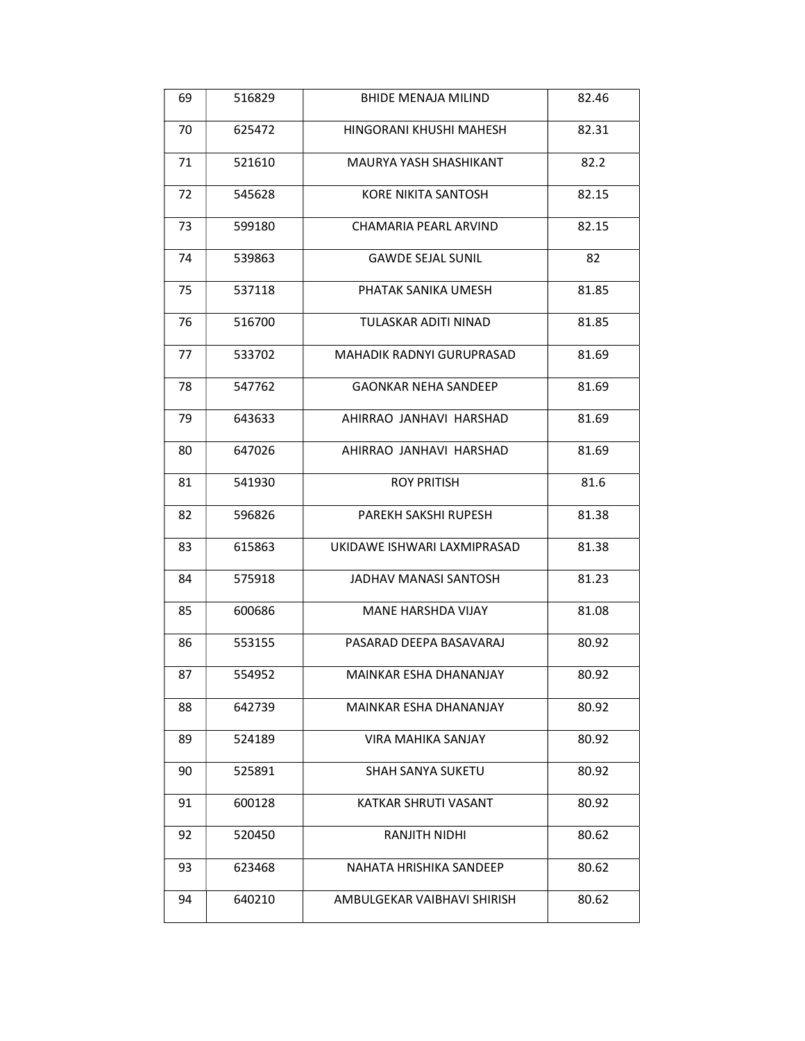| 69 | 516829 | BHIDE MENAJA MILIND | 82.46 |
|---|---|---|---|
| 70 | 625472 | HINGORANI KHUSHI MAHESH | 82.31 |
| 71 | 521610 | MAURYA YASH SHASHIKANT | 82.2 |
| 72 | 545628 | KORE NIKITA SANTOSH | 82.15 |
| 73 | 599180 | CHAMARIA PEARL ARVIND | 82.15 |
| 74 | 539863 | GAWDE SEJAL SUNIL | 82 |
| 75 | 537118 | PHATAK SANIKA UMESH | 81.85 |
| 76 | 516700 | TULASKAR ADITI NINAD | 81.85 |
| 77 | 533702 | MAHADIK RADNYI GURUPRASAD | 81.69 |
| 78 | 547762 | GAONKAR NEHA SANDEEP | 81.69 |
| 79 | 643633 | AHIRRAO  JANHAVI  HARSHAD | 81.69 |
| 80 | 647026 | AHIRRAO  JANHAVI  HARSHAD | 81.69 |
| 81 | 541930 | ROY PRITISH | 81.6 |
| 82 | 596826 | PAREKH SAKSHI RUPESH | 81.38 |
| 83 | 615863 | UKIDAWE ISHWARI LAXMIPRASAD | 81.38 |
| 84 | 575918 | JADHAV MANASI SANTOSH | 81.23 |
| 85 | 600686 | MANE HARSHDA VIJAY | 81.08 |
| 86 | 553155 | PASARAD DEEPA BASAVARAJ | 80.92 |
| 87 | 554952 | MAINKAR ESHA DHANANJAY | 80.92 |
| 88 | 642739 | MAINKAR ESHA DHANANJAY | 80.92 |
| 89 | 524189 | VIRA MAHIKA SANJAY | 80.92 |
| 90 | 525891 | SHAH SANYA SUKETU | 80.92 |
| 91 | 600128 | KATKAR SHRUTI VASANT | 80.92 |
| 92 | 520450 | RANJITH NIDHI | 80.62 |
| 93 | 623468 | NAHATA HRISHIKA SANDEEP | 80.62 |
| 94 | 640210 | AMBULGEKAR VAIBHAVI SHIRISH | 80.62 |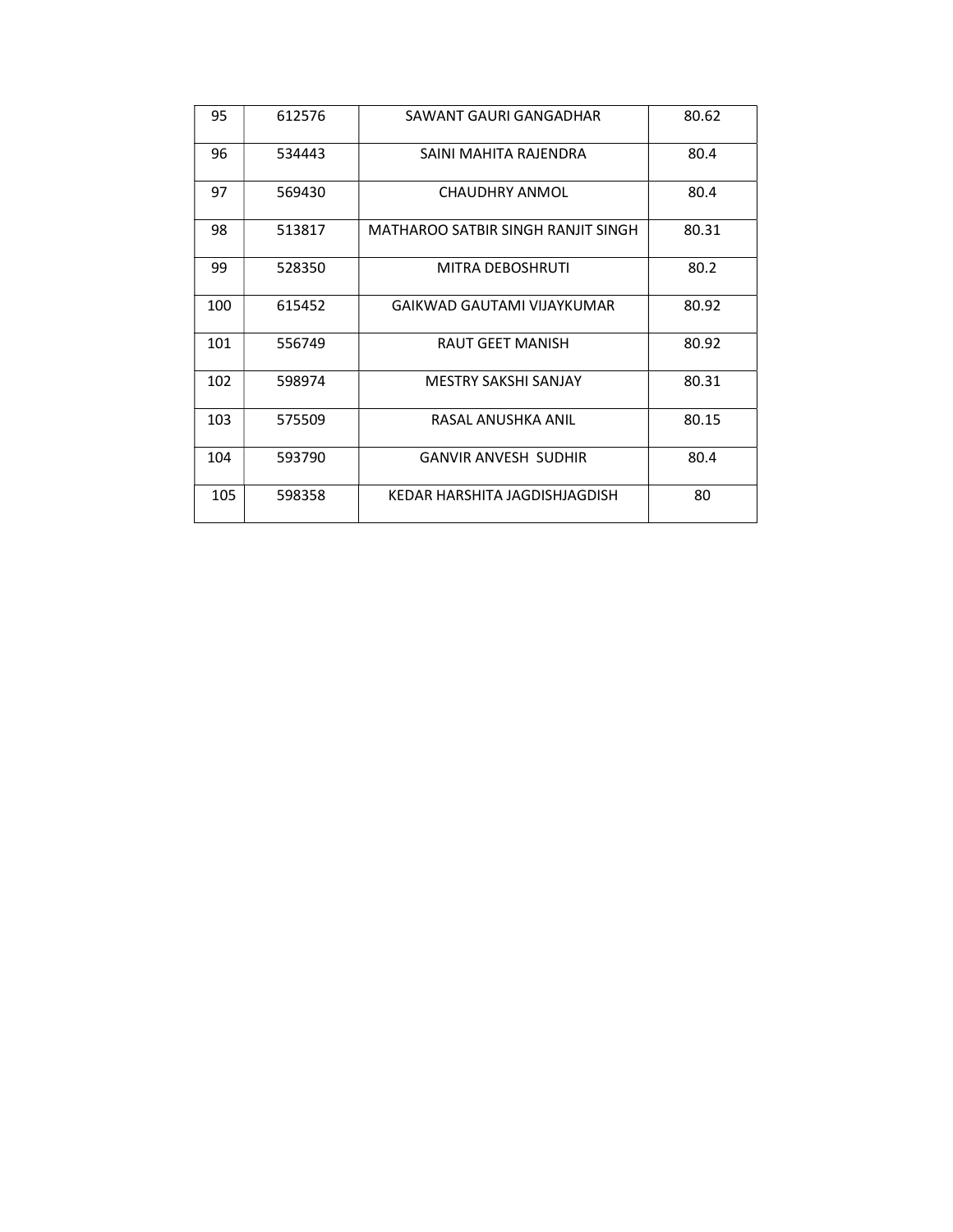| | | | |
|---|---|---|---|
| 95 | 612576 | SAWANT GAURI GANGADHAR | 80.62 |
| 96 | 534443 | SAINI MAHITA RAJENDRA | 80.4 |
| 97 | 569430 | CHAUDHRY ANMOL | 80.4 |
| 98 | 513817 | MATHAROO SATBIR SINGH RANJIT SINGH | 80.31 |
| 99 | 528350 | MITRA DEBOSHRUTI | 80.2 |
| 100 | 615452 | GAIKWAD GAUTAMI VIJAYKUMAR | 80.92 |
| 101 | 556749 | RAUT GEET MANISH | 80.92 |
| 102 | 598974 | MESTRY SAKSHI SANJAY | 80.31 |
| 103 | 575509 | RASAL ANUSHKA ANIL | 80.15 |
| 104 | 593790 | GANVIR ANVESH SUDHIR | 80.4 |
| 105 | 598358 | KEDAR HARSHITA JAGDISHJAGDISH | 80 |